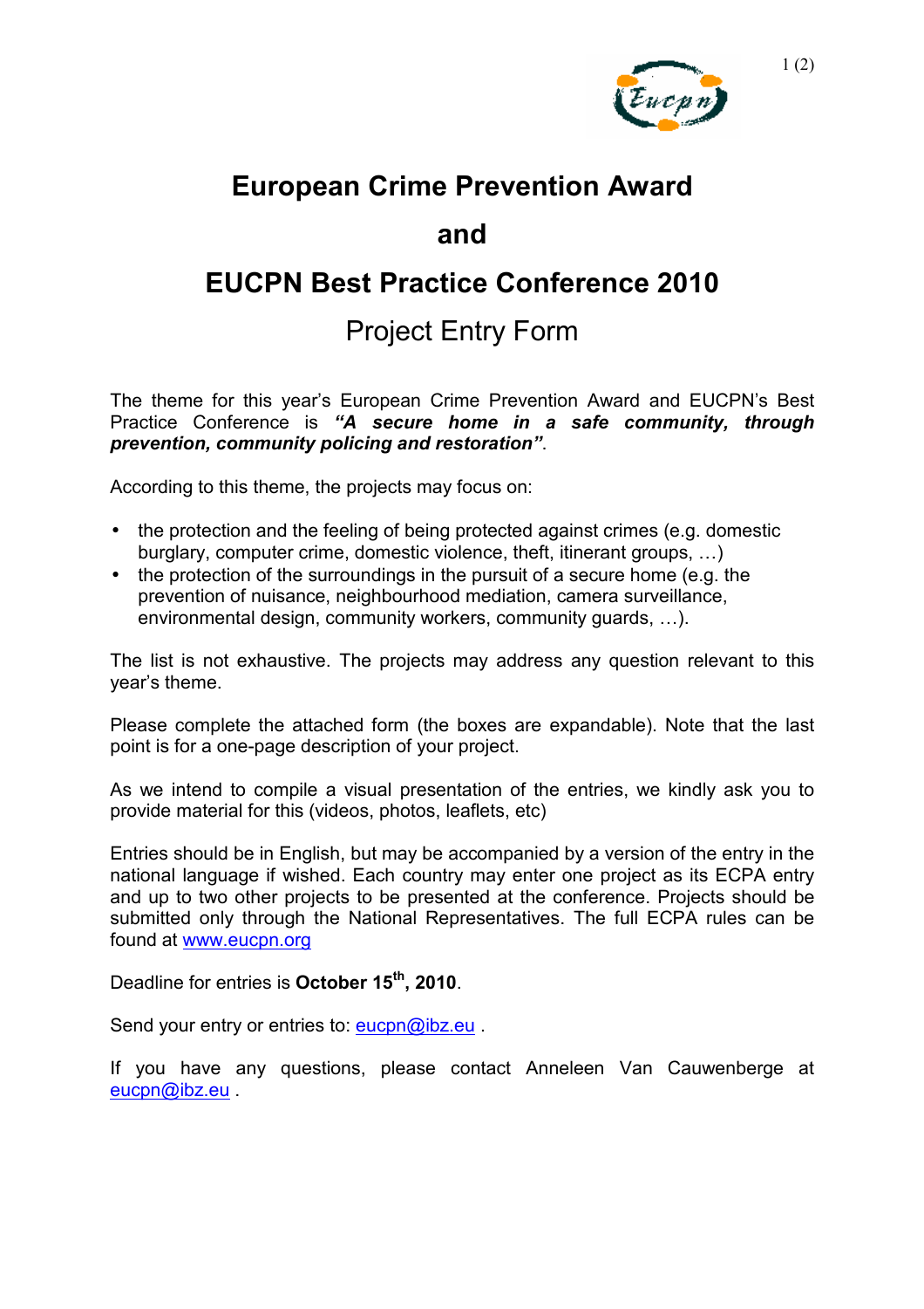# European Crime Prevention Award

# and

# EUCPN Best Practice Conference 2010

## Project Entry Form

The theme for this year's European Crime Prevention Award and EUCPN's Best Practice Conference is ***"A secure home in a safe community, through prevention, community policing and restoration"***.

According to this theme, the projects may focus on:

- the protection and the feeling of being protected against crimes (e.g. domestic burglary, computer crime, domestic violence, theft, itinerant groups, …)
- the protection of the surroundings in the pursuit of a secure home (e.g. the prevention of nuisance, neighbourhood mediation, camera surveillance, environmental design, community workers, community guards, …).

The list is not exhaustive. The projects may address any question relevant to this year's theme.

Please complete the attached form (the boxes are expandable). Note that the last point is for a one-page description of your project.

As we intend to compile a visual presentation of the entries, we kindly ask you to provide material for this (videos, photos, leaflets, etc)

Entries should be in English, but may be accompanied by a version of the entry in the national language if wished. Each country may enter one project as its ECPA entry and up to two other projects to be presented at the conference. Projects should be submitted only through the National Representatives. The full ECPA rules can be found at [www.eucpn.org](www.eucpn.org)

Deadline for entries is **October 15th, 2010**.

Send your entry or entries to: [eucpn@ibz.eu](mailto:eucpn@ibz.eu) .

If you have any questions, please contact Anneleen Van Cauwenberge at [eucpn@ibz.eu](mailto:eucpn@ibz.eu) .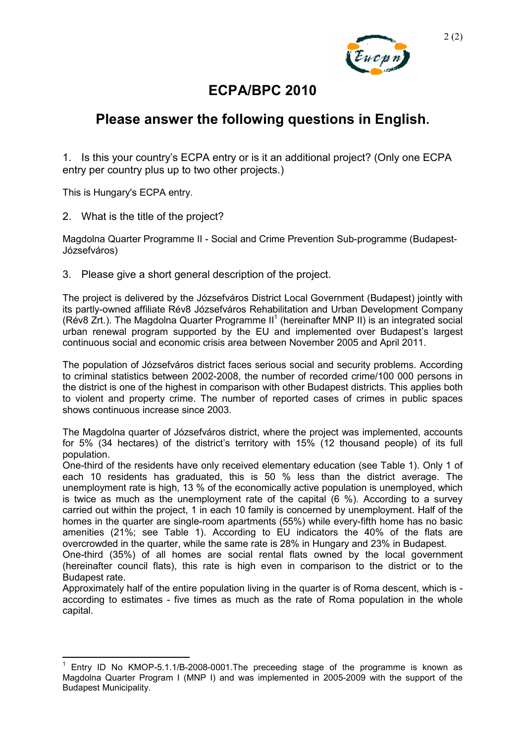# ECPA/BPC 2010

## Please answer the following questions in English.

1. Is this your country's ECPA entry or is it an additional project? (Only one ECPA entry per country plus up to two other projects.)

This is Hungary's ECPA entry.

2. What is the title of the project?

Magdolna Quarter Programme II - Social and Crime Prevention Sub-programme (Budapest-Józsefváros)

3. Please give a short general description of the project.

The project is delivered by the Józsefváros District Local Government (Budapest) jointly with its partly-owned affiliate Rév8 Józsefváros Rehabilitation and Urban Development Company (Rév8 Zrt.). The Magdolna Quarter Programme II[1] (hereinafter MNP II) is an integrated social urban renewal program supported by the EU and implemented over Budapest's largest continuous social and economic crisis area between November 2005 and April 2011.

The population of Józsefváros district faces serious social and security problems. According to criminal statistics between 2002-2008, the number of recorded crime/100 000 persons in the district is one of the highest in comparison with other Budapest districts. This applies both to violent and property crime. The number of reported cases of crimes in public spaces shows continuous increase since 2003.

The Magdolna quarter of Józsefváros district, where the project was implemented, accounts for 5% (34 hectares) of the district's territory with 15% (12 thousand people) of its full population.

One-third of the residents have only received elementary education (see Table 1). Only 1 of each 10 residents has graduated, this is 50 % less than the district average. The unemployment rate is high, 13 % of the economically active population is unemployed, which is twice as much as the unemployment rate of the capital (6 %). According to a survey carried out within the project, 1 in each 10 family is concerned by unemployment. Half of the homes in the quarter are single-room apartments (55%) while every-fifth home has no basic amenities (21%; see Table 1). According to EU indicators the 40% of the flats are overcrowded in the quarter, while the same rate is 28% in Hungary and 23% in Budapest.

One-third (35%) of all homes are social rental flats owned by the local government (hereinafter council flats), this rate is high even in comparison to the district or to the Budapest rate.

Approximately half of the entire population living in the quarter is of Roma descent, which is - according to estimates - five times as much as the rate of Roma population in the whole capital.

[1] Entry ID No KMOP-5.1.1/B-2008-0001.The preceeding stage of the programme is known as Magdolna Quarter Program I (MNP I) and was implemented in 2005-2009 with the support of the Budapest Municipality.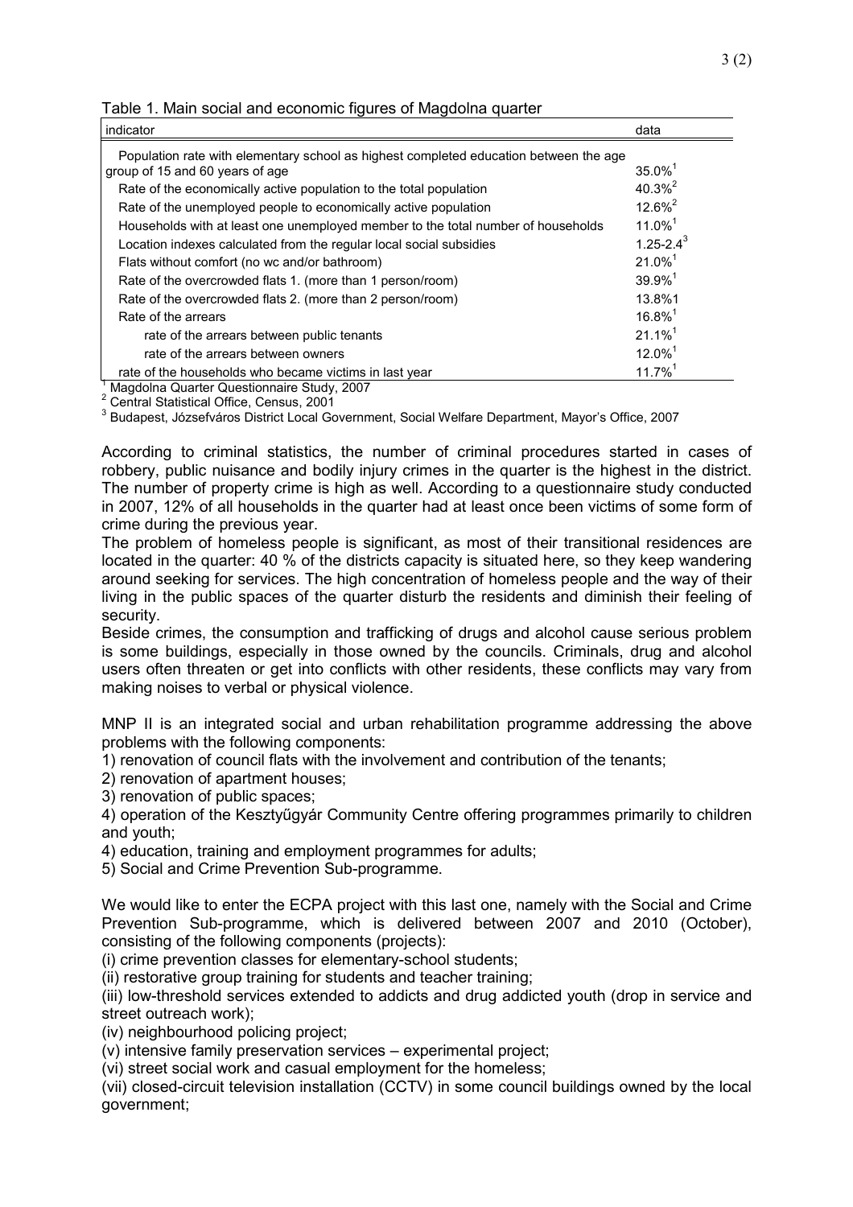Table 1. Main social and economic figures of Magdolna quarter

| indicator | data |
|---|---|
| Population rate with elementary school as highest completed education between the age group of 15 and 60 years of age | 35.0%[1] |
| Rate of the economically active population to the total population | 40.3%[2] |
| Rate of the unemployed people to economically active population | 12.6%[2] |
| Households with at least one unemployed member to the total number of households | 11.0%[1] |
| Location indexes calculated from the regular local social subsidies | 1.25-2.4[3] |
| Flats without comfort (no wc and/or bathroom) | 21.0%[1] |
| Rate of the overcrowded flats 1. (more than 1 person/room) | 39.9%[1] |
| Rate of the overcrowded flats 2. (more than 2 person/room) | 13.8%1 |
| Rate of the arrears | 16.8%[1] |
| rate of the arrears between public tenants | 21.1%[1] |
| rate of the arrears between owners | 12.0%[1] |
| rate of the households who became victims in last year | 11.7%[1] |

[1] Magdolna Quarter Questionnaire Study, 2007
[2] Central Statistical Office, Census, 2001
[3] Budapest, Józsefváros District Local Government, Social Welfare Department, Mayor's Office, 2007

According to criminal statistics, the number of criminal procedures started in cases of robbery, public nuisance and bodily injury crimes in the quarter is the highest in the district. The number of property crime is high as well. According to a questionnaire study conducted in 2007, 12% of all households in the quarter had at least once been victims of some form of crime during the previous year.

The problem of homeless people is significant, as most of their transitional residences are located in the quarter: 40 % of the districts capacity is situated here, so they keep wandering around seeking for services. The high concentration of homeless people and the way of their living in the public spaces of the quarter disturb the residents and diminish their feeling of security.

Beside crimes, the consumption and trafficking of drugs and alcohol cause serious problem is some buildings, especially in those owned by the councils. Criminals, drug and alcohol users often threaten or get into conflicts with other residents, these conflicts may vary from making noises to verbal or physical violence.

MNP II is an integrated social and urban rehabilitation programme addressing the above problems with the following components:

1) renovation of council flats with the involvement and contribution of the tenants;
2) renovation of apartment houses;
3) renovation of public spaces;
4) operation of the Kesztyűgyár Community Centre offering programmes primarily to children and youth;
4) education, training and employment programmes for adults;
5) Social and Crime Prevention Sub-programme.

We would like to enter the ECPA project with this last one, namely with the Social and Crime Prevention Sub-programme, which is delivered between 2007 and 2010 (October), consisting of the following components (projects):

(i) crime prevention classes for elementary-school students;
(ii) restorative group training for students and teacher training;
(iii) low-threshold services extended to addicts and drug addicted youth (drop in service and street outreach work);
(iv) neighbourhood policing project;
(v) intensive family preservation services – experimental project;
(vi) street social work and casual employment for the homeless;
(vii) closed-circuit television installation (CCTV) in some council buildings owned by the local government;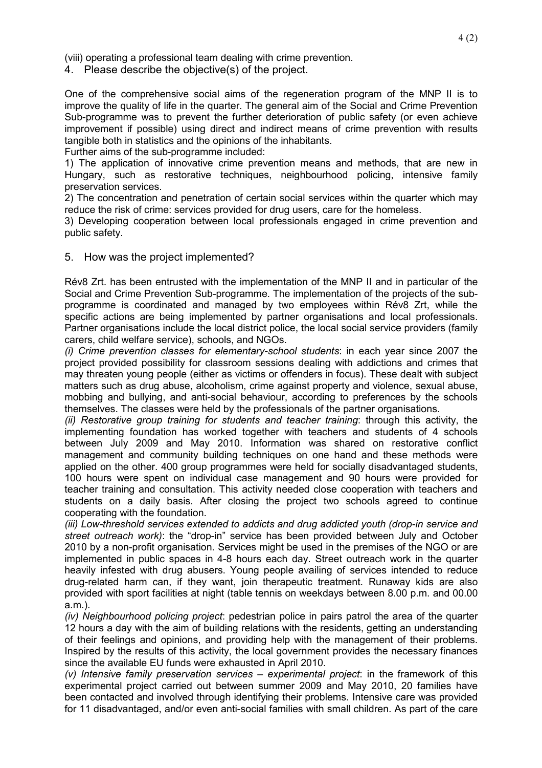(viii) operating a professional team dealing with crime prevention.

4. Please describe the objective(s) of the project.

One of the comprehensive social aims of the regeneration program of the MNP II is to improve the quality of life in the quarter. The general aim of the Social and Crime Prevention Sub-programme was to prevent the further deterioration of public safety (or even achieve improvement if possible) using direct and indirect means of crime prevention with results tangible both in statistics and the opinions of the inhabitants.

Further aims of the sub-programme included:

1) The application of innovative crime prevention means and methods, that are new in Hungary, such as restorative techniques, neighbourhood policing, intensive family preservation services.

2) The concentration and penetration of certain social services within the quarter which may reduce the risk of crime: services provided for drug users, care for the homeless.

3) Developing cooperation between local professionals engaged in crime prevention and public safety.

5. How was the project implemented?

Rév8 Zrt. has been entrusted with the implementation of the MNP II and in particular of the Social and Crime Prevention Sub-programme. The implementation of the projects of the sub-programme is coordinated and managed by two employees within Rév8 Zrt, while the specific actions are being implemented by partner organisations and local professionals. Partner organisations include the local district police, the local social service providers (family carers, child welfare service), schools, and NGOs.

*(i) Crime prevention classes for elementary-school students*: in each year since 2007 the project provided possibility for classroom sessions dealing with addictions and crimes that may threaten young people (either as victims or offenders in focus). These dealt with subject matters such as drug abuse, alcoholism, crime against property and violence, sexual abuse, mobbing and bullying, and anti-social behaviour, according to preferences by the schools themselves. The classes were held by the professionals of the partner organisations.

*(ii) Restorative group training for students and teacher training*: through this activity, the implementing foundation has worked together with teachers and students of 4 schools between July 2009 and May 2010. Information was shared on restorative conflict management and community building techniques on one hand and these methods were applied on the other. 400 group programmes were held for socially disadvantaged students, 100 hours were spent on individual case management and 90 hours were provided for teacher training and consultation. This activity needed close cooperation with teachers and students on a daily basis. After closing the project two schools agreed to continue cooperating with the foundation.

*(iii) Low-threshold services extended to addicts and drug addicted youth (drop-in service and street outreach work)*: the "drop-in" service has been provided between July and October 2010 by a non-profit organisation. Services might be used in the premises of the NGO or are implemented in public spaces in 4-8 hours each day. Street outreach work in the quarter heavily infested with drug abusers. Young people availing of services intended to reduce drug-related harm can, if they want, join therapeutic treatment. Runaway kids are also provided with sport facilities at night (table tennis on weekdays between 8.00 p.m. and 00.00 a.m.).

*(iv) Neighbourhood policing project*: pedestrian police in pairs patrol the area of the quarter 12 hours a day with the aim of building relations with the residents, getting an understanding of their feelings and opinions, and providing help with the management of their problems. Inspired by the results of this activity, the local government provides the necessary finances since the available EU funds were exhausted in April 2010.

*(v) Intensive family preservation services – experimental project*: in the framework of this experimental project carried out between summer 2009 and May 2010, 20 families have been contacted and involved through identifying their problems. Intensive care was provided for 11 disadvantaged, and/or even anti-social families with small children. As part of the care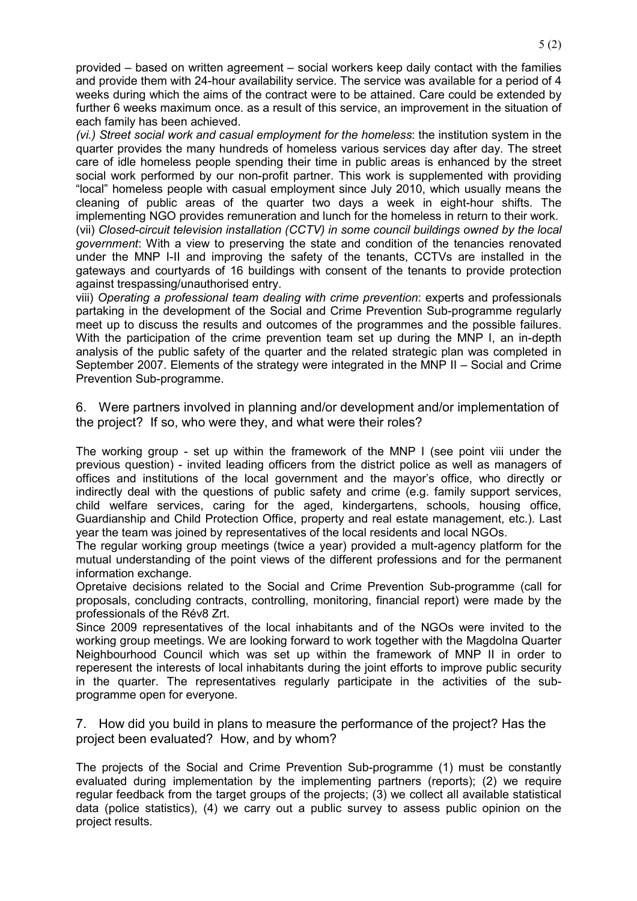provided – based on written agreement – social workers keep daily contact with the families and provide them with 24-hour availability service. The service was available for a period of 4 weeks during which the aims of the contract were to be attained. Care could be extended by further 6 weeks maximum once. as a result of this service, an improvement in the situation of each family has been achieved.

*(vi.) Street social work and casual employment for the homeless*: the institution system in the quarter provides the many hundreds of homeless various services day after day. The street care of idle homeless people spending their time in public areas is enhanced by the street social work performed by our non-profit partner. This work is supplemented with providing "local" homeless people with casual employment since July 2010, which usually means the cleaning of public areas of the quarter two days a week in eight-hour shifts. The implementing NGO provides remuneration and lunch for the homeless in return to their work.

(vii) *Closed-circuit television installation (CCTV) in some council buildings owned by the local government*: With a view to preserving the state and condition of the tenancies renovated under the MNP I-II and improving the safety of the tenants, CCTVs are installed in the gateways and courtyards of 16 buildings with consent of the tenants to provide protection against trespassing/unauthorised entry.

viii) *Operating a professional team dealing with crime prevention*: experts and professionals partaking in the development of the Social and Crime Prevention Sub-programme regularly meet up to discuss the results and outcomes of the programmes and the possible failures. With the participation of the crime prevention team set up during the MNP I, an in-depth analysis of the public safety of the quarter and the related strategic plan was completed in September 2007. Elements of the strategy were integrated in the MNP II – Social and Crime Prevention Sub-programme.

6. Were partners involved in planning and/or development and/or implementation of the project? If so, who were they, and what were their roles?

The working group - set up within the framework of the MNP I (see point viii under the previous question) - invited leading officers from the district police as well as managers of offices and institutions of the local government and the mayor's office, who directly or indirectly deal with the questions of public safety and crime (e.g. family support services, child welfare services, caring for the aged, kindergartens, schools, housing office, Guardianship and Child Protection Office, property and real estate management, etc.). Last year the team was joined by representatives of the local residents and local NGOs.

The regular working group meetings (twice a year) provided a mult-agency platform for the mutual understanding of the point views of the different professions and for the permanent information exchange.

Opretaive decisions related to the Social and Crime Prevention Sub-programme (call for proposals, concluding contracts, controlling, monitoring, financial report) were made by the professionals of the Rév8 Zrt.

Since 2009 representatives of the local inhabitants and of the NGOs were invited to the working group meetings. We are looking forward to work together with the Magdolna Quarter Neighbourhood Council which was set up within the framework of MNP II in order to reperesent the interests of local inhabitants during the joint efforts to improve public security in the quarter. The representatives regularly participate in the activities of the sub-programme open for everyone.

7. How did you build in plans to measure the performance of the project? Has the project been evaluated? How, and by whom?

The projects of the Social and Crime Prevention Sub-programme (1) must be constantly evaluated during implementation by the implementing partners (reports); (2) we require regular feedback from the target groups of the projects; (3) we collect all available statistical data (police statistics), (4) we carry out a public survey to assess public opinion on the project results.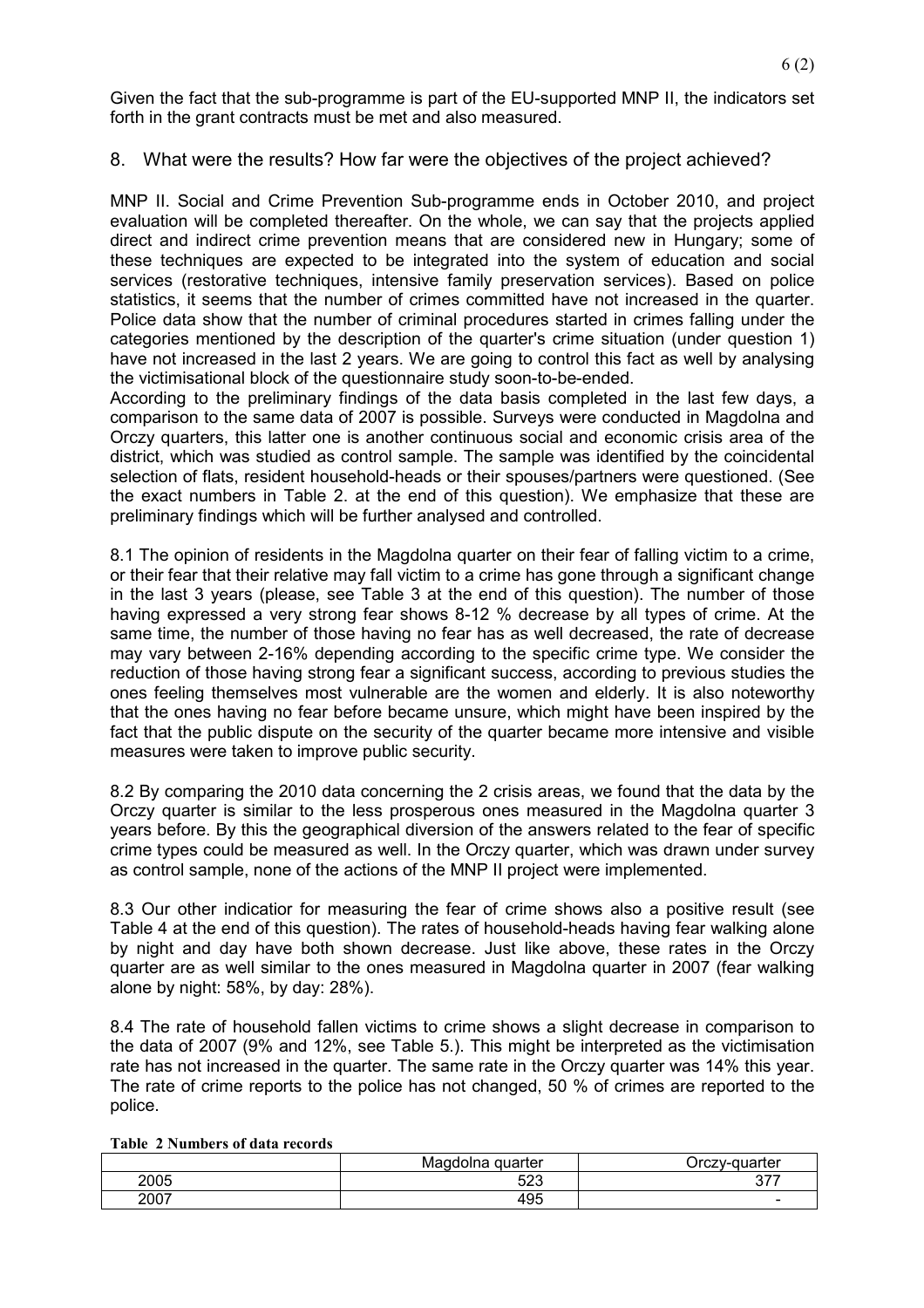Given the fact that the sub-programme is part of the EU-supported MNP II, the indicators set forth in the grant contracts must be met and also measured.

## 8. What were the results? How far were the objectives of the project achieved?

MNP II. Social and Crime Prevention Sub-programme ends in October 2010, and project evaluation will be completed thereafter. On the whole, we can say that the projects applied direct and indirect crime prevention means that are considered new in Hungary; some of these techniques are expected to be integrated into the system of education and social services (restorative techniques, intensive family preservation services). Based on police statistics, it seems that the number of crimes committed have not increased in the quarter. Police data show that the number of criminal procedures started in crimes falling under the categories mentioned by the description of the quarter's crime situation (under question 1) have not increased in the last 2 years. We are going to control this fact as well by analysing the victimisational block of the questionnaire study soon-to-be-ended.

According to the preliminary findings of the data basis completed in the last few days, a comparison to the same data of 2007 is possible. Surveys were conducted in Magdolna and Orczy quarters, this latter one is another continuous social and economic crisis area of the district, which was studied as control sample. The sample was identified by the coincidental selection of flats, resident household-heads or their spouses/partners were questioned. (See the exact numbers in Table 2. at the end of this question). We emphasize that these are preliminary findings which will be further analysed and controlled.

8.1 The opinion of residents in the Magdolna quarter on their fear of falling victim to a crime, or their fear that their relative may fall victim to a crime has gone through a significant change in the last 3 years (please, see Table 3 at the end of this question). The number of those having expressed a very strong fear shows 8-12 % decrease by all types of crime. At the same time, the number of those having no fear has as well decreased, the rate of decrease may vary between 2-16% depending according to the specific crime type. We consider the reduction of those having strong fear a significant success, according to previous studies the ones feeling themselves most vulnerable are the women and elderly. It is also noteworthy that the ones having no fear before became unsure, which might have been inspired by the fact that the public dispute on the security of the quarter became more intensive and visible measures were taken to improve public security.

8.2 By comparing the 2010 data concerning the 2 crisis areas, we found that the data by the Orczy quarter is similar to the less prosperous ones measured in the Magdolna quarter 3 years before. By this the geographical diversion of the answers related to the fear of specific crime types could be measured as well. In the Orczy quarter, which was drawn under survey as control sample, none of the actions of the MNP II project were implemented.

8.3 Our other indicatior for measuring the fear of crime shows also a positive result (see Table 4 at the end of this question). The rates of household-heads having fear walking alone by night and day have both shown decrease. Just like above, these rates in the Orczy quarter are as well similar to the ones measured in Magdolna quarter in 2007 (fear walking alone by night: 58%, by day: 28%).

8.4 The rate of household fallen victims to crime shows a slight decrease in comparison to the data of 2007 (9% and 12%, see Table 5.). This might be interpreted as the victimisation rate has not increased in the quarter. The same rate in the Orczy quarter was 14% this year. The rate of crime reports to the police has not changed, 50 % of crimes are reported to the police.

**Table 2 Numbers of data records**

| | Magdolna quarter | Orczy-quarter |
|---|---|---|
| 2005 | 523 | 377 |
| 2007 | 495 | - |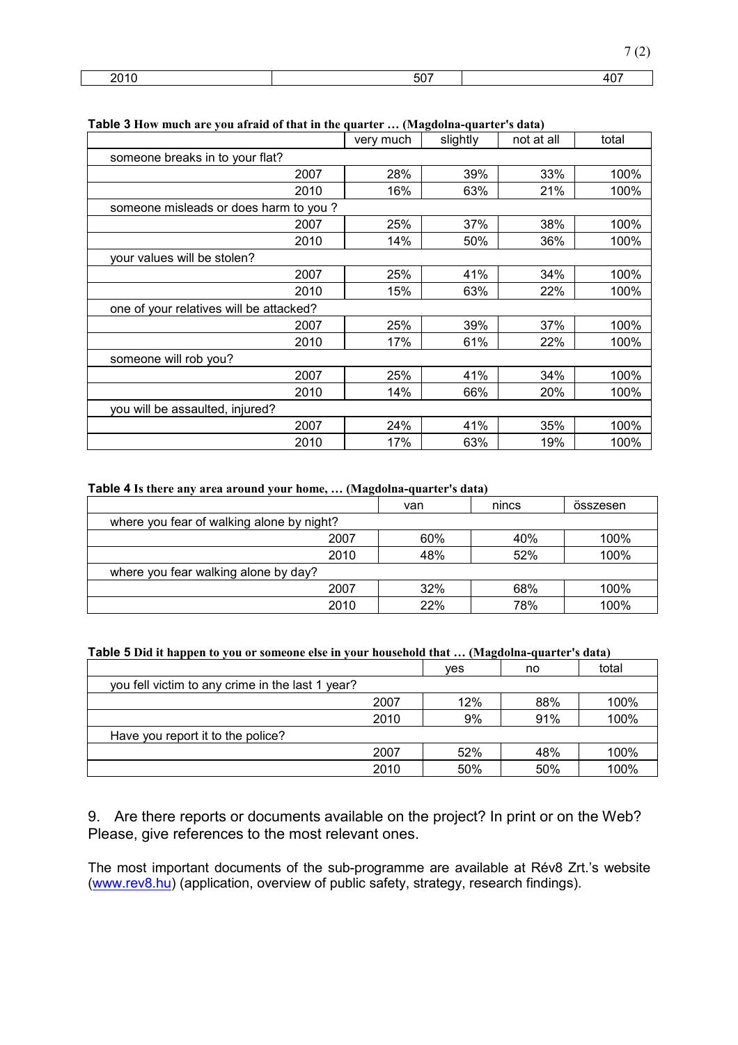| 2010 | 507 | 407 |
|---|---|---|

**Table 3** **How much are you afraid of that in the quarter … (Magdolna-quarter's data)**

| | very much | slightly | not at all | total |
|---|---|---|---|---|
| someone breaks in to your flat? | | | | |
| 2007 | 28% | 39% | 33% | 100% |
| 2010 | 16% | 63% | 21% | 100% |
| someone misleads or does harm to you ? | | | | |
| 2007 | 25% | 37% | 38% | 100% |
| 2010 | 14% | 50% | 36% | 100% |
| your values will be stolen? | | | | |
| 2007 | 25% | 41% | 34% | 100% |
| 2010 | 15% | 63% | 22% | 100% |
| one of your relatives will be attacked? | | | | |
| 2007 | 25% | 39% | 37% | 100% |
| 2010 | 17% | 61% | 22% | 100% |
| someone will rob you? | | | | |
| 2007 | 25% | 41% | 34% | 100% |
| 2010 | 14% | 66% | 20% | 100% |
| you will be assaulted, injured? | | | | |
| 2007 | 24% | 41% | 35% | 100% |
| 2010 | 17% | 63% | 19% | 100% |

**Table 4** **Is there any area around your home, … (Magdolna-quarter's data)**

| | van | nincs | összesen |
|---|---|---|---|
| where you fear of walking alone by night? | | | |
| 2007 | 60% | 40% | 100% |
| 2010 | 48% | 52% | 100% |
| where you fear walking alone by day? | | | |
| 2007 | 32% | 68% | 100% |
| 2010 | 22% | 78% | 100% |

**Table 5** **Did it happen to you or someone else in your household that … (Magdolna-quarter's data)**

| | yes | no | total |
|---|---|---|---|
| you fell victim to any crime in the last 1 year? | | | |
| 2007 | 12% | 88% | 100% |
| 2010 | 9% | 91% | 100% |
| Have you report it to the police? | | | |
| 2007 | 52% | 48% | 100% |
| 2010 | 50% | 50% | 100% |

9. Are there reports or documents available on the project? In print or on the Web? Please, give references to the most relevant ones.

The most important documents of the sub-programme are available at Rév8 Zrt.'s website (www.rev8.hu) (application, overview of public safety, strategy, research findings).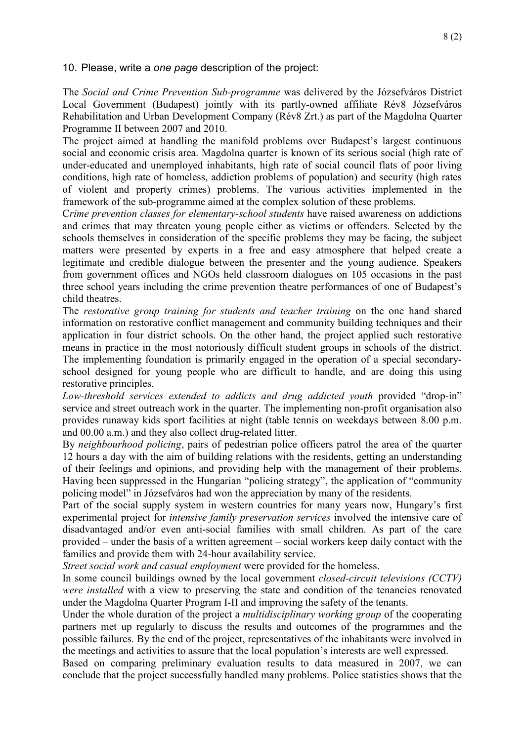10. Please, write a *one page* description of the project:

The *Social and Crime Prevention Sub-programme* was delivered by the Józsefváros District Local Government (Budapest) jointly with its partly-owned affiliate Rév8 Józsefváros Rehabilitation and Urban Development Company (Rév8 Zrt.) as part of the Magdolna Quarter Programme II between 2007 and 2010.

The project aimed at handling the manifold problems over Budapest's largest continuous social and economic crisis area. Magdolna quarter is known of its serious social (high rate of under-educated and unemployed inhabitants, high rate of social council flats of poor living conditions, high rate of homeless, addiction problems of population) and security (high rates of violent and property crimes) problems. The various activities implemented in the framework of the sub-programme aimed at the complex solution of these problems.

*Crime prevention classes for elementary-school students* have raised awareness on addictions and crimes that may threaten young people either as victims or offenders. Selected by the schools themselves in consideration of the specific problems they may be facing, the subject matters were presented by experts in a free and easy atmosphere that helped create a legitimate and credible dialogue between the presenter and the young audience. Speakers from government offices and NGOs held classroom dialogues on 105 occasions in the past three school years including the crime prevention theatre performances of one of Budapest's child theatres.

The *restorative group training for students and teacher training* on the one hand shared information on restorative conflict management and community building techniques and their application in four district schools. On the other hand, the project applied such restorative means in practice in the most notoriously difficult student groups in schools of the district. The implementing foundation is primarily engaged in the operation of a special secondary-school designed for young people who are difficult to handle, and are doing this using restorative principles.

*Low-threshold services extended to addicts and drug addicted youth* provided "drop-in" service and street outreach work in the quarter. The implementing non-profit organisation also provides runaway kids sport facilities at night (table tennis on weekdays between 8.00 p.m. and 00.00 a.m.) and they also collect drug-related litter.

By *neighbourhood policing*, pairs of pedestrian police officers patrol the area of the quarter 12 hours a day with the aim of building relations with the residents, getting an understanding of their feelings and opinions, and providing help with the management of their problems. Having been suppressed in the Hungarian "policing strategy", the application of "community policing model" in Józsefváros had won the appreciation by many of the residents.

Part of the social supply system in western countries for many years now, Hungary's first experimental project for *intensive family preservation services* involved the intensive care of disadvantaged and/or even anti-social families with small children. As part of the care provided – under the basis of a written agreement – social workers keep daily contact with the families and provide them with 24-hour availability service.

*Street social work and casual employment* were provided for the homeless.

In some council buildings owned by the local government *closed-circuit televisions (CCTV) were installed* with a view to preserving the state and condition of the tenancies renovated under the Magdolna Quarter Program I-II and improving the safety of the tenants.

Under the whole duration of the project a *multidisciplinary working group* of the cooperating partners met up regularly to discuss the results and outcomes of the programmes and the possible failures. By the end of the project, representatives of the inhabitants were involved in the meetings and activities to assure that the local population's interests are well expressed.

Based on comparing preliminary evaluation results to data measured in 2007, we can conclude that the project successfully handled many problems. Police statistics shows that the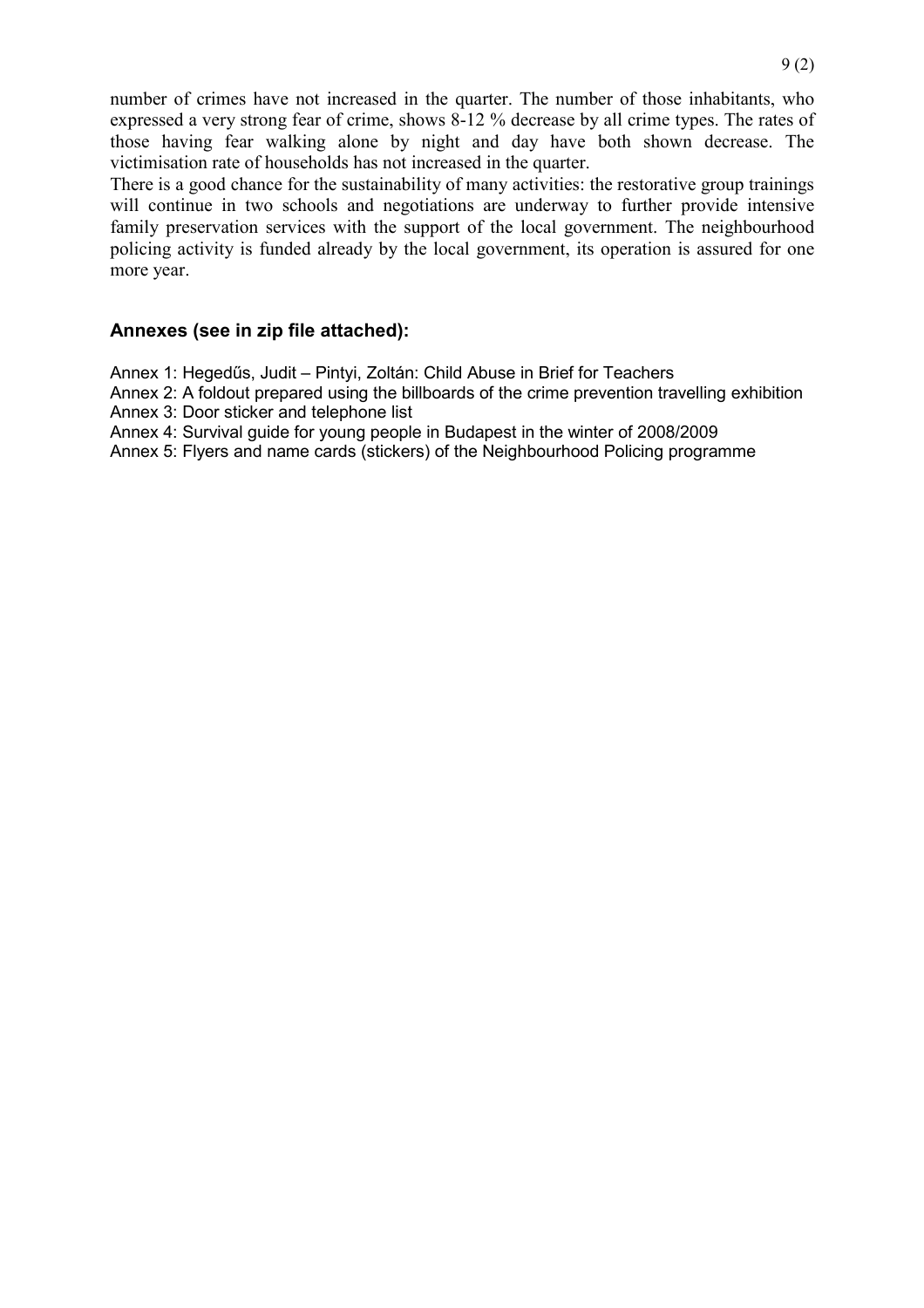number of crimes have not increased in the quarter. The number of those inhabitants, who expressed a very strong fear of crime, shows 8-12 % decrease by all crime types. The rates of those having fear walking alone by night and day have both shown decrease. The victimisation rate of households has not increased in the quarter.

There is a good chance for the sustainability of many activities: the restorative group trainings will continue in two schools and negotiations are underway to further provide intensive family preservation services with the support of the local government. The neighbourhood policing activity is funded already by the local government, its operation is assured for one more year.

## Annexes (see in zip file attached):

Annex 1: Hegedűs, Judit – Pintyi, Zoltán: Child Abuse in Brief for Teachers
Annex 2: A foldout prepared using the billboards of the crime prevention travelling exhibition
Annex 3: Door sticker and telephone list
Annex 4: Survival guide for young people in Budapest in the winter of 2008/2009
Annex 5: Flyers and name cards (stickers) of the Neighbourhood Policing programme